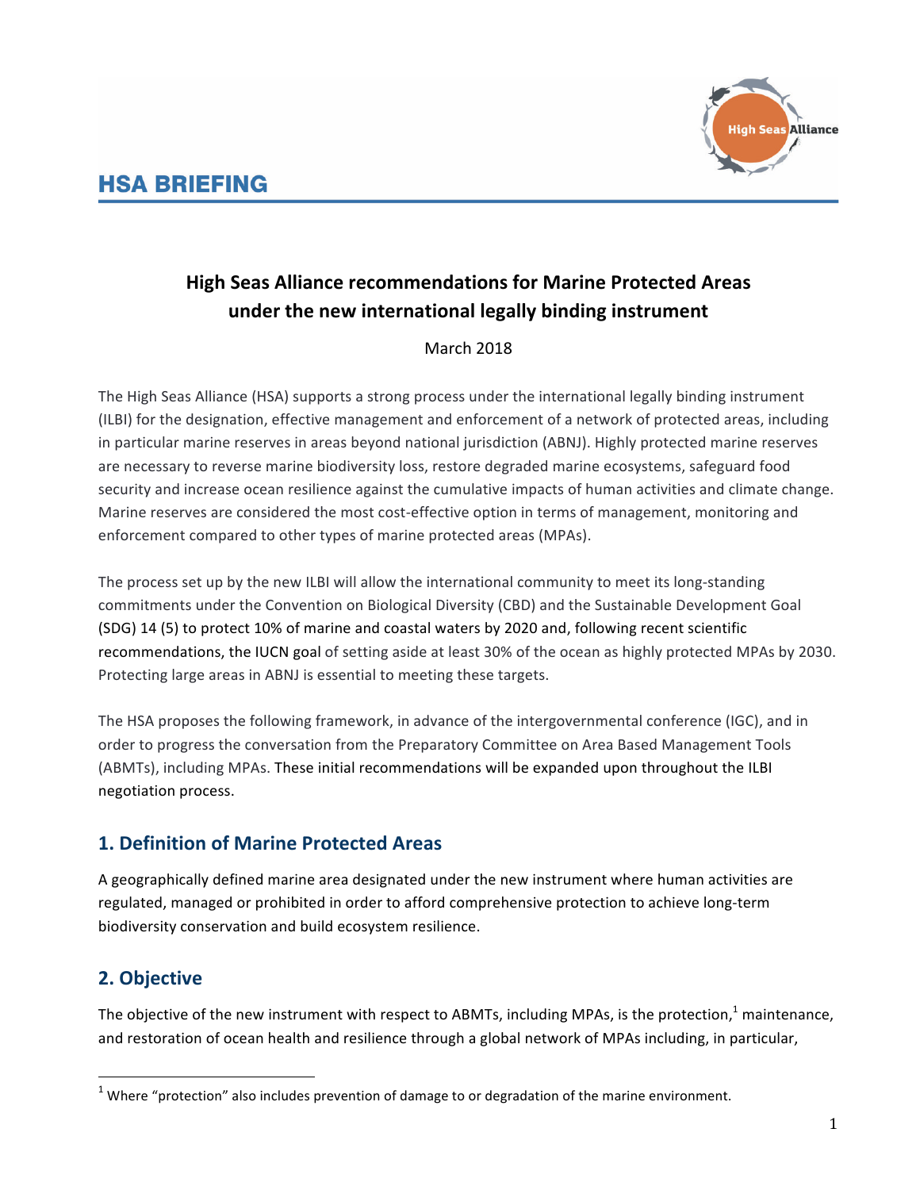## HSA BRIEFING

# High Seas Alliance recommendations for Marine Protected Areas under the new international legally binding instrument

March 2018

The High Seas Alliance (HSA) supports a strong process under the international legally binding instrument (ILBI) for the designation, effective management and enforcement of a network of protected areas, including in particular marine reserves in areas beyond national jurisdiction (ABNJ). Highly protected marine reserves are necessary to reverse marine biodiversity loss, restore degraded marine ecosystems, safeguard food security and increase ocean resilience against the cumulative impacts of human activities and climate change. Marine reserves are considered the most cost-effective option in terms of management, monitoring and enforcement compared to other types of marine protected areas (MPAs).

The process set up by the new ILBI will allow the international community to meet its long-standing commitments under the Convention on Biological Diversity (CBD) and the Sustainable Development Goal (SDG) 14 (5) to protect 10% of marine and coastal waters by 2020 and, following recent scientific recommendations, the IUCN goal of setting aside at least 30% of the ocean as highly protected MPAs by 2030. Protecting large areas in ABNJ is essential to meeting these targets.

The HSA proposes the following framework, in advance of the intergovernmental conference (IGC), and in order to progress the conversation from the Preparatory Committee on Area Based Management Tools (ABMTs), including MPAs. These initial recommendations will be expanded upon throughout the ILBI negotiation process.

## 1. Definition of Marine Protected Areas

A geographically defined marine area designated under the new instrument where human activities are regulated, managed or prohibited in order to afford comprehensive protection to achieve long-term biodiversity conservation and build ecosystem resilience.

## 2. Objective

The objective of the new instrument with respect to ABMTs, including MPAs, is the protection,[1] maintenance, and restoration of ocean health and resilience through a global network of MPAs including, in particular,

[1] Where "protection" also includes prevention of damage to or degradation of the marine environment.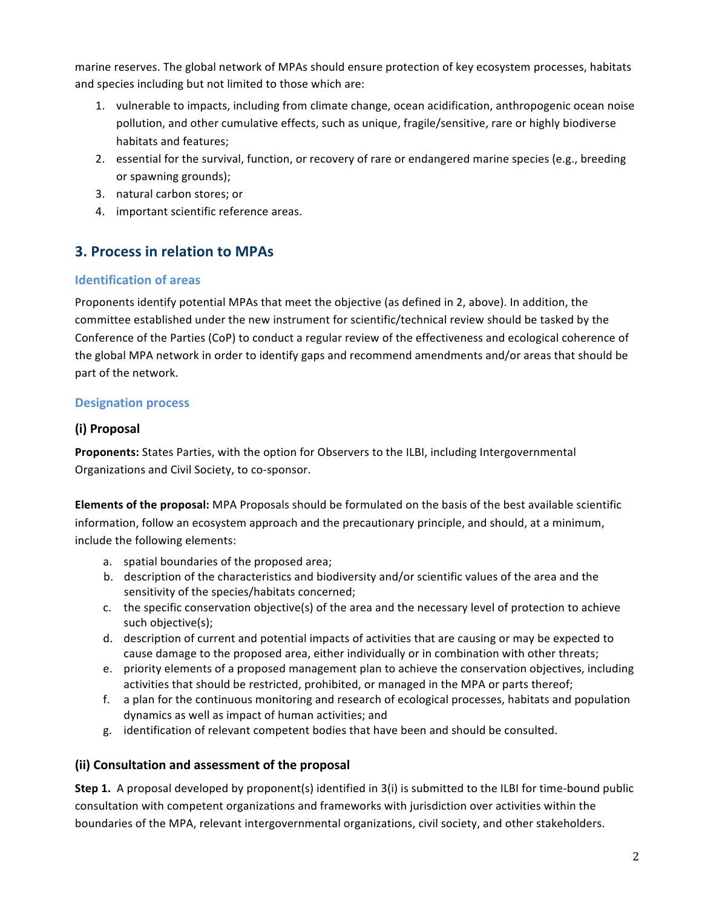marine reserves. The global network of MPAs should ensure protection of key ecosystem processes, habitats and species including but not limited to those which are:

1. vulnerable to impacts, including from climate change, ocean acidification, anthropogenic ocean noise pollution, and other cumulative effects, such as unique, fragile/sensitive, rare or highly biodiverse habitats and features;
2. essential for the survival, function, or recovery of rare or endangered marine species (e.g., breeding or spawning grounds);
3. natural carbon stores; or
4. important scientific reference areas.

## 3. Process in relation to MPAs

### Identification of areas

Proponents identify potential MPAs that meet the objective (as defined in 2, above). In addition, the committee established under the new instrument for scientific/technical review should be tasked by the Conference of the Parties (CoP) to conduct a regular review of the effectiveness and ecological coherence of the global MPA network in order to identify gaps and recommend amendments and/or areas that should be part of the network.

### Designation process

#### (i) Proposal

**Proponents:** States Parties, with the option for Observers to the ILBI, including Intergovernmental Organizations and Civil Society, to co-sponsor.

**Elements of the proposal:** MPA Proposals should be formulated on the basis of the best available scientific information, follow an ecosystem approach and the precautionary principle, and should, at a minimum, include the following elements:

a. spatial boundaries of the proposed area;
b. description of the characteristics and biodiversity and/or scientific values of the area and the sensitivity of the species/habitats concerned;
c. the specific conservation objective(s) of the area and the necessary level of protection to achieve such objective(s);
d. description of current and potential impacts of activities that are causing or may be expected to cause damage to the proposed area, either individually or in combination with other threats;
e. priority elements of a proposed management plan to achieve the conservation objectives, including activities that should be restricted, prohibited, or managed in the MPA or parts thereof;
f. a plan for the continuous monitoring and research of ecological processes, habitats and population dynamics as well as impact of human activities; and
g. identification of relevant competent bodies that have been and should be consulted.

#### (ii) Consultation and assessment of the proposal

**Step 1.** A proposal developed by proponent(s) identified in 3(i) is submitted to the ILBI for time-bound public consultation with competent organizations and frameworks with jurisdiction over activities within the boundaries of the MPA, relevant intergovernmental organizations, civil society, and other stakeholders.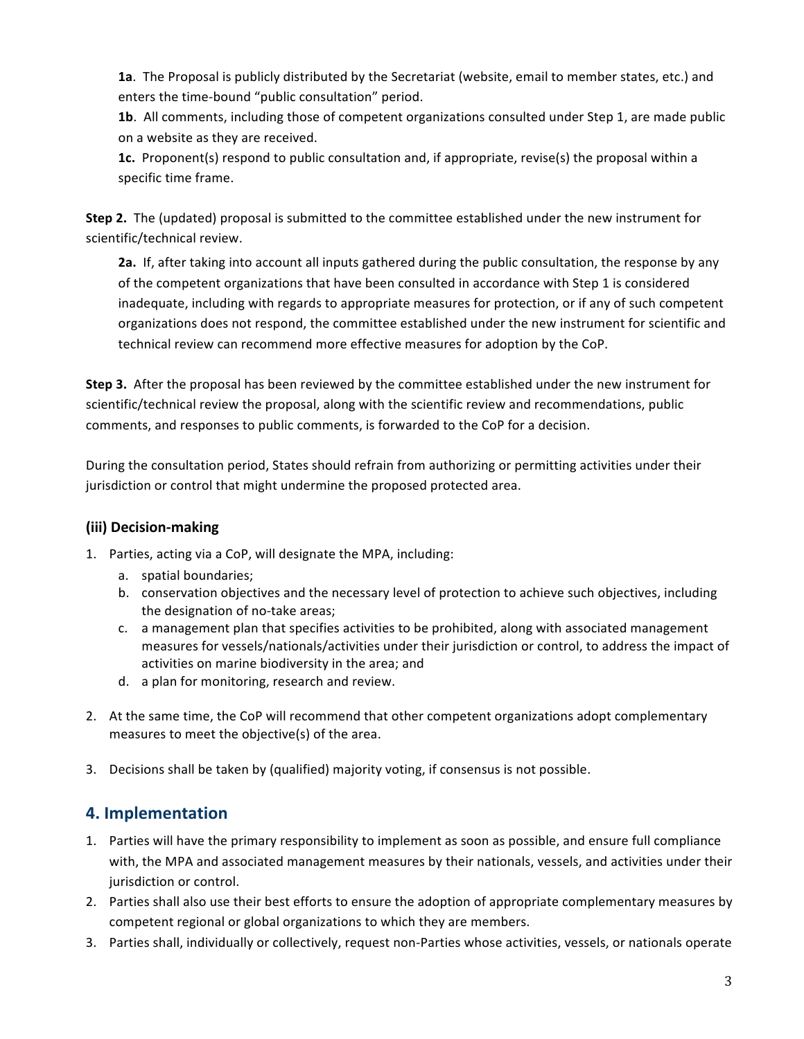**1a**. The Proposal is publicly distributed by the Secretariat (website, email to member states, etc.) and enters the time-bound "public consultation" period.

**1b**. All comments, including those of competent organizations consulted under Step 1, are made public on a website as they are received.

**1c.** Proponent(s) respond to public consultation and, if appropriate, revise(s) the proposal within a specific time frame.

**Step 2.** The (updated) proposal is submitted to the committee established under the new instrument for scientific/technical review.

**2a.** If, after taking into account all inputs gathered during the public consultation, the response by any of the competent organizations that have been consulted in accordance with Step 1 is considered inadequate, including with regards to appropriate measures for protection, or if any of such competent organizations does not respond, the committee established under the new instrument for scientific and technical review can recommend more effective measures for adoption by the CoP.

**Step 3.** After the proposal has been reviewed by the committee established under the new instrument for scientific/technical review the proposal, along with the scientific review and recommendations, public comments, and responses to public comments, is forwarded to the CoP for a decision.

During the consultation period, States should refrain from authorizing or permitting activities under their jurisdiction or control that might undermine the proposed protected area.

### (iii) Decision-making

1. Parties, acting via a CoP, will designate the MPA, including:
   a. spatial boundaries;
   b. conservation objectives and the necessary level of protection to achieve such objectives, including the designation of no-take areas;
   c. a management plan that specifies activities to be prohibited, along with associated management measures for vessels/nationals/activities under their jurisdiction or control, to address the impact of activities on marine biodiversity in the area; and
   d. a plan for monitoring, research and review.

2. At the same time, the CoP will recommend that other competent organizations adopt complementary measures to meet the objective(s) of the area.

3. Decisions shall be taken by (qualified) majority voting, if consensus is not possible.

## 4. Implementation

1. Parties will have the primary responsibility to implement as soon as possible, and ensure full compliance with, the MPA and associated management measures by their nationals, vessels, and activities under their jurisdiction or control.
2. Parties shall also use their best efforts to ensure the adoption of appropriate complementary measures by competent regional or global organizations to which they are members.
3. Parties shall, individually or collectively, request non-Parties whose activities, vessels, or nationals operate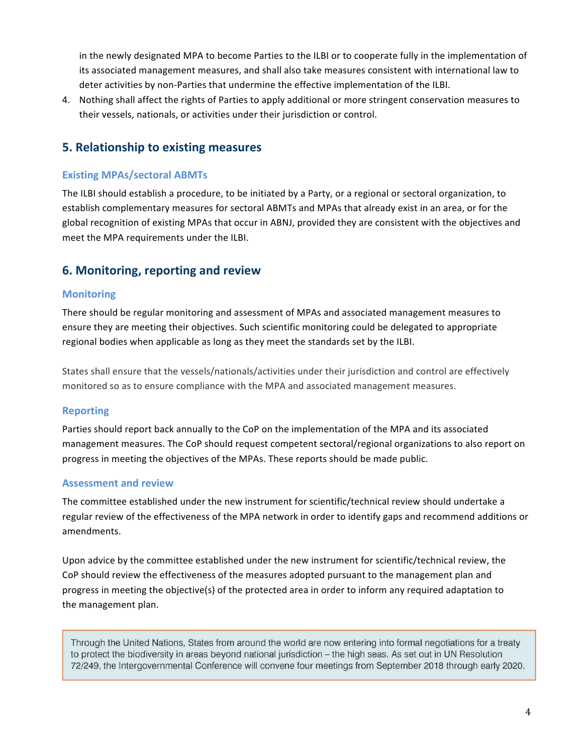in the newly designated MPA to become Parties to the ILBI or to cooperate fully in the implementation of its associated management measures, and shall also take measures consistent with international law to deter activities by non-Parties that undermine the effective implementation of the ILBI.

4. Nothing shall affect the rights of Parties to apply additional or more stringent conservation measures to their vessels, nationals, or activities under their jurisdiction or control.

## 5. Relationship to existing measures

### Existing MPAs/sectoral ABMTs

The ILBI should establish a procedure, to be initiated by a Party, or a regional or sectoral organization, to establish complementary measures for sectoral ABMTs and MPAs that already exist in an area, or for the global recognition of existing MPAs that occur in ABNJ, provided they are consistent with the objectives and meet the MPA requirements under the ILBI.

## 6. Monitoring, reporting and review

### Monitoring

There should be regular monitoring and assessment of MPAs and associated management measures to ensure they are meeting their objectives. Such scientific monitoring could be delegated to appropriate regional bodies when applicable as long as they meet the standards set by the ILBI.

States shall ensure that the vessels/nationals/activities under their jurisdiction and control are effectively monitored so as to ensure compliance with the MPA and associated management measures.

### Reporting

Parties should report back annually to the CoP on the implementation of the MPA and its associated management measures. The CoP should request competent sectoral/regional organizations to also report on progress in meeting the objectives of the MPAs. These reports should be made public.

### Assessment and review

The committee established under the new instrument for scientific/technical review should undertake a regular review of the effectiveness of the MPA network in order to identify gaps and recommend additions or amendments.

Upon advice by the committee established under the new instrument for scientific/technical review, the CoP should review the effectiveness of the measures adopted pursuant to the management plan and progress in meeting the objective(s) of the protected area in order to inform any required adaptation to the management plan.

Through the United Nations, States from around the world are now entering into formal negotiations for a treaty to protect the biodiversity in areas beyond national jurisdiction – the high seas. As set out in UN Resolution 72/249, the Intergovernmental Conference will convene four meetings from September 2018 through early 2020.